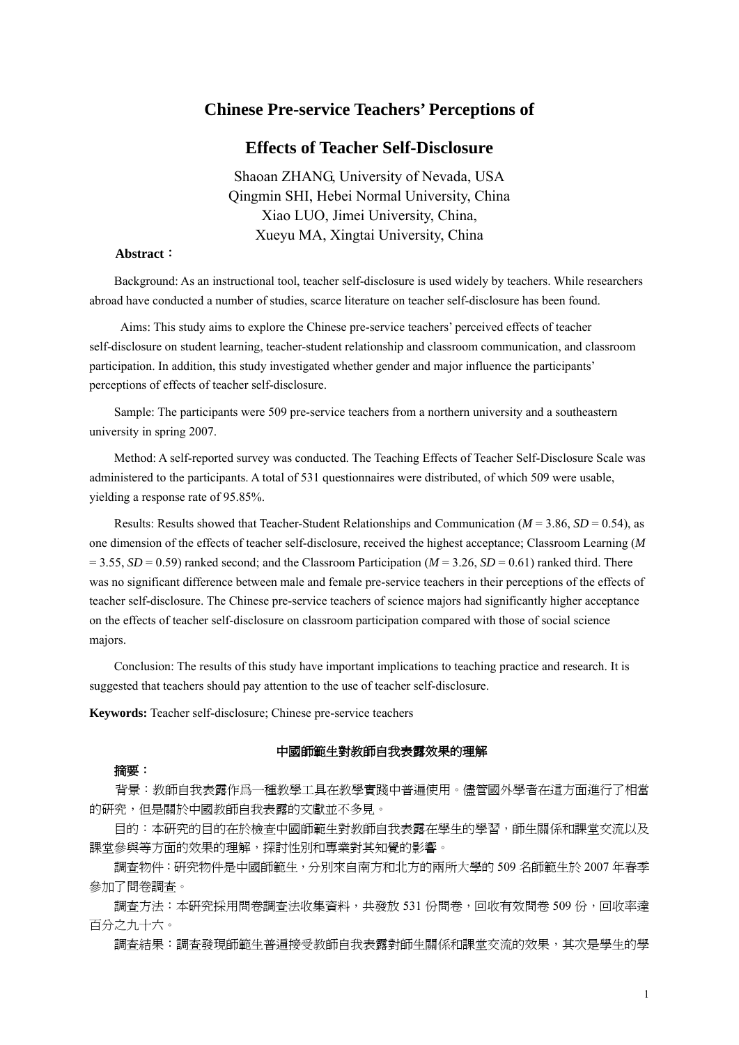# Chinese Pre-service Teachers' Perceptions of Effects of Teacher Self-Disclosure

Shaoan ZHANG, University of Nevada, USA
Qingmin SHI, Hebei Normal University, China
Xiao LUO, Jimei University, China,
Xueyu MA, Xingtai University, China

**Abstract：**

Background: As an instructional tool, teacher self-disclosure is used widely by teachers. While researchers abroad have conducted a number of studies, scarce literature on teacher self-disclosure has been found.

Aims: This study aims to explore the Chinese pre-service teachers' perceived effects of teacher self-disclosure on student learning, teacher-student relationship and classroom communication, and classroom participation. In addition, this study investigated whether gender and major influence the participants' perceptions of effects of teacher self-disclosure.

Sample: The participants were 509 pre-service teachers from a northern university and a southeastern university in spring 2007.

Method: A self-reported survey was conducted. The Teaching Effects of Teacher Self-Disclosure Scale was administered to the participants. A total of 531 questionnaires were distributed, of which 509 were usable, yielding a response rate of 95.85%.

Results: Results showed that Teacher-Student Relationships and Communication ($M$ = 3.86, $SD$ = 0.54), as one dimension of the effects of teacher self-disclosure, received the highest acceptance; Classroom Learning ($M$ = 3.55, $SD$ = 0.59) ranked second; and the Classroom Participation ($M$ = 3.26, $SD$ = 0.61) ranked third. There was no significant difference between male and female pre-service teachers in their perceptions of the effects of teacher self-disclosure. The Chinese pre-service teachers of science majors had significantly higher acceptance on the effects of teacher self-disclosure on classroom participation compared with those of social science majors.

Conclusion: The results of this study have important implications to teaching practice and research. It is suggested that teachers should pay attention to the use of teacher self-disclosure.

**Keywords:** Teacher self-disclosure; Chinese pre-service teachers

## 中國師範生對教師自我表露效果的理解

**摘要：**

背景：教師自我表露作爲一種教學工具在教學實踐中普遍使用。儘管國外學者在這方面進行了相當的研究，但是關於中國教師自我表露的文獻並不多見。

目的：本研究的目的在於檢查中國師範生對教師自我表露在學生的學習，師生關係和課堂交流以及課堂參與等方面的效果的理解，探討性別和專業對其知覺的影響。

調查物件：研究物件是中國師範生，分別來自南方和北方的兩所大學的 509 名師範生於 2007 年春季參加了問卷調查。

調查方法：本研究采用問卷調查法收集資料，共發放 531 份問卷，回收有效問卷 509 份，回收率達百分之九十六。

調查結果：調查發現師範生普遍接受教師自我表露對師生關係和課堂交流的效果，其次是學生的學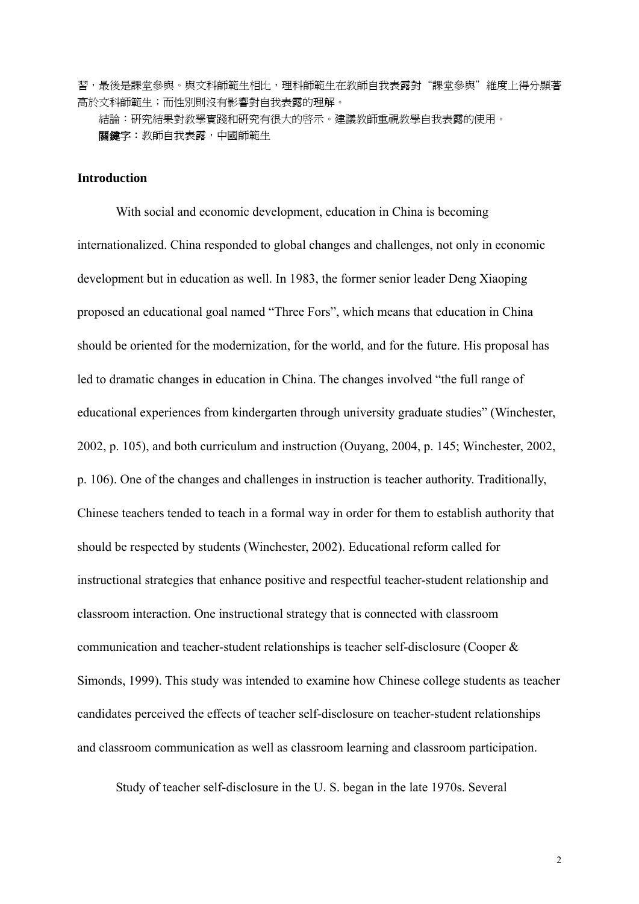習，最後是課堂參與。與文科師範生相比，理科師範生在教師自我表露對"課堂參與"維度上得分顯著高於文科師範生；而性別則沒有影響對自我表露的理解。

結論：研究結果對教學實踐和研究有很大的啓示。建議教師重視教學自我表露的使用。

**關鍵字**：教師自我表露，中國師範生

**Introduction**

With social and economic development, education in China is becoming internationalized. China responded to global changes and challenges, not only in economic development but in education as well. In 1983, the former senior leader Deng Xiaoping proposed an educational goal named "Three Fors", which means that education in China should be oriented for the modernization, for the world, and for the future. His proposal has led to dramatic changes in education in China. The changes involved "the full range of educational experiences from kindergarten through university graduate studies" (Winchester, 2002, p. 105), and both curriculum and instruction (Ouyang, 2004, p. 145; Winchester, 2002, p. 106). One of the changes and challenges in instruction is teacher authority. Traditionally, Chinese teachers tended to teach in a formal way in order for them to establish authority that should be respected by students (Winchester, 2002). Educational reform called for instructional strategies that enhance positive and respectful teacher-student relationship and classroom interaction. One instructional strategy that is connected with classroom communication and teacher-student relationships is teacher self-disclosure (Cooper & Simonds, 1999). This study was intended to examine how Chinese college students as teacher candidates perceived the effects of teacher self-disclosure on teacher-student relationships and classroom communication as well as classroom learning and classroom participation.

Study of teacher self-disclosure in the U. S. began in the late 1970s. Several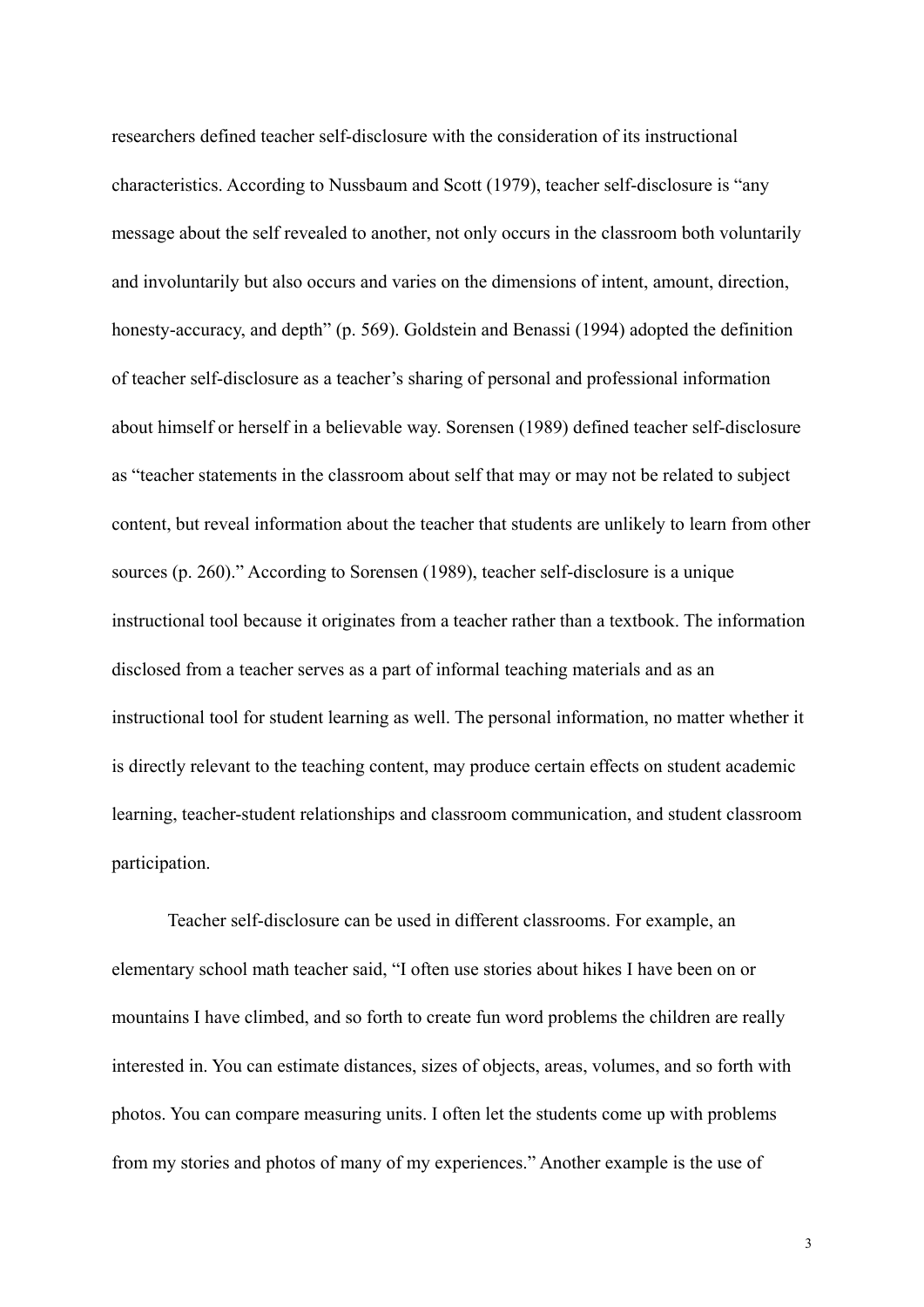researchers defined teacher self-disclosure with the consideration of its instructional characteristics. According to Nussbaum and Scott (1979), teacher self-disclosure is "any message about the self revealed to another, not only occurs in the classroom both voluntarily and involuntarily but also occurs and varies on the dimensions of intent, amount, direction, honesty-accuracy, and depth" (p. 569). Goldstein and Benassi (1994) adopted the definition of teacher self-disclosure as a teacher's sharing of personal and professional information about himself or herself in a believable way. Sorensen (1989) defined teacher self-disclosure as "teacher statements in the classroom about self that may or may not be related to subject content, but reveal information about the teacher that students are unlikely to learn from other sources (p. 260)." According to Sorensen (1989), teacher self-disclosure is a unique instructional tool because it originates from a teacher rather than a textbook. The information disclosed from a teacher serves as a part of informal teaching materials and as an instructional tool for student learning as well. The personal information, no matter whether it is directly relevant to the teaching content, may produce certain effects on student academic learning, teacher-student relationships and classroom communication, and student classroom participation.

Teacher self-disclosure can be used in different classrooms. For example, an elementary school math teacher said, "I often use stories about hikes I have been on or mountains I have climbed, and so forth to create fun word problems the children are really interested in. You can estimate distances, sizes of objects, areas, volumes, and so forth with photos. You can compare measuring units. I often let the students come up with problems from my stories and photos of many of my experiences." Another example is the use of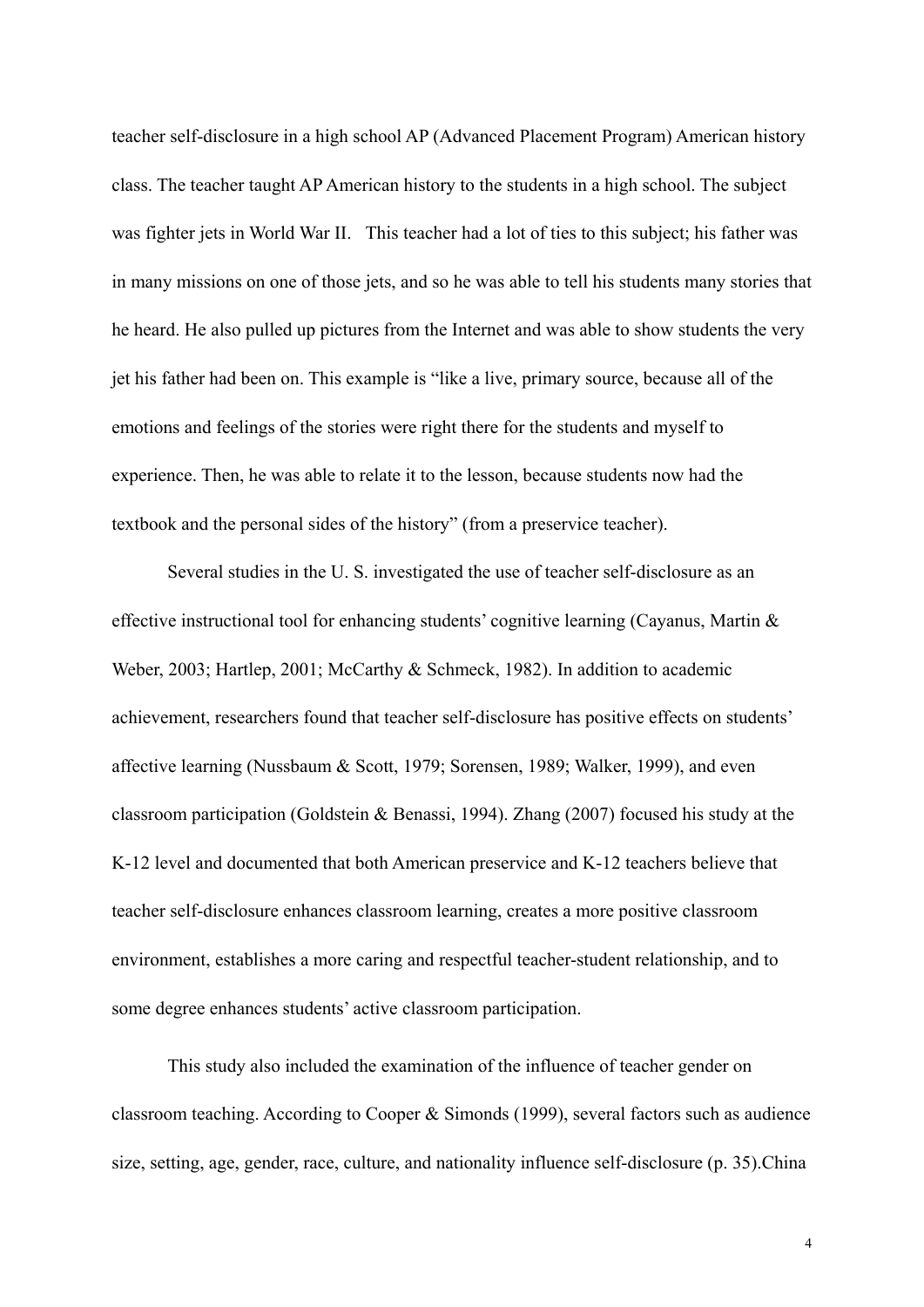teacher self-disclosure in a high school AP (Advanced Placement Program) American history class. The teacher taught AP American history to the students in a high school. The subject was fighter jets in World War II. This teacher had a lot of ties to this subject; his father was in many missions on one of those jets, and so he was able to tell his students many stories that he heard. He also pulled up pictures from the Internet and was able to show students the very jet his father had been on. This example is "like a live, primary source, because all of the emotions and feelings of the stories were right there for the students and myself to experience. Then, he was able to relate it to the lesson, because students now had the textbook and the personal sides of the history" (from a preservice teacher).

Several studies in the U. S. investigated the use of teacher self-disclosure as an effective instructional tool for enhancing students' cognitive learning (Cayanus, Martin & Weber, 2003; Hartlep, 2001; McCarthy & Schmeck, 1982). In addition to academic achievement, researchers found that teacher self-disclosure has positive effects on students' affective learning (Nussbaum & Scott, 1979; Sorensen, 1989; Walker, 1999), and even classroom participation (Goldstein & Benassi, 1994). Zhang (2007) focused his study at the K-12 level and documented that both American preservice and K-12 teachers believe that teacher self-disclosure enhances classroom learning, creates a more positive classroom environment, establishes a more caring and respectful teacher-student relationship, and to some degree enhances students' active classroom participation.

This study also included the examination of the influence of teacher gender on classroom teaching. According to Cooper & Simonds (1999), several factors such as audience size, setting, age, gender, race, culture, and nationality influence self-disclosure (p. 35).China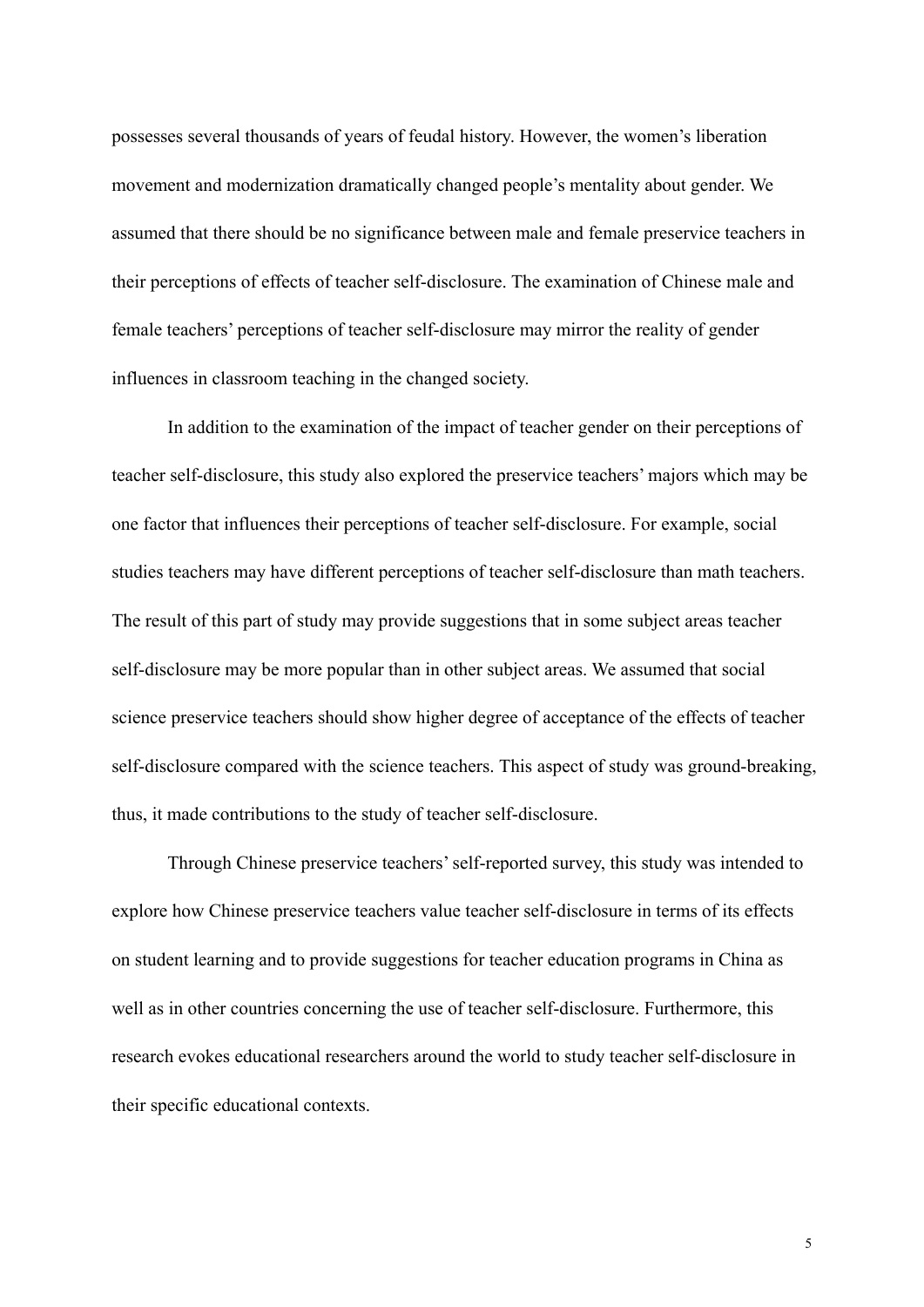possesses several thousands of years of feudal history. However, the women's liberation movement and modernization dramatically changed people's mentality about gender. We assumed that there should be no significance between male and female preservice teachers in their perceptions of effects of teacher self-disclosure. The examination of Chinese male and female teachers' perceptions of teacher self-disclosure may mirror the reality of gender influences in classroom teaching in the changed society.

In addition to the examination of the impact of teacher gender on their perceptions of teacher self-disclosure, this study also explored the preservice teachers' majors which may be one factor that influences their perceptions of teacher self-disclosure. For example, social studies teachers may have different perceptions of teacher self-disclosure than math teachers. The result of this part of study may provide suggestions that in some subject areas teacher self-disclosure may be more popular than in other subject areas. We assumed that social science preservice teachers should show higher degree of acceptance of the effects of teacher self-disclosure compared with the science teachers. This aspect of study was ground-breaking, thus, it made contributions to the study of teacher self-disclosure.

Through Chinese preservice teachers' self-reported survey, this study was intended to explore how Chinese preservice teachers value teacher self-disclosure in terms of its effects on student learning and to provide suggestions for teacher education programs in China as well as in other countries concerning the use of teacher self-disclosure. Furthermore, this research evokes educational researchers around the world to study teacher self-disclosure in their specific educational contexts.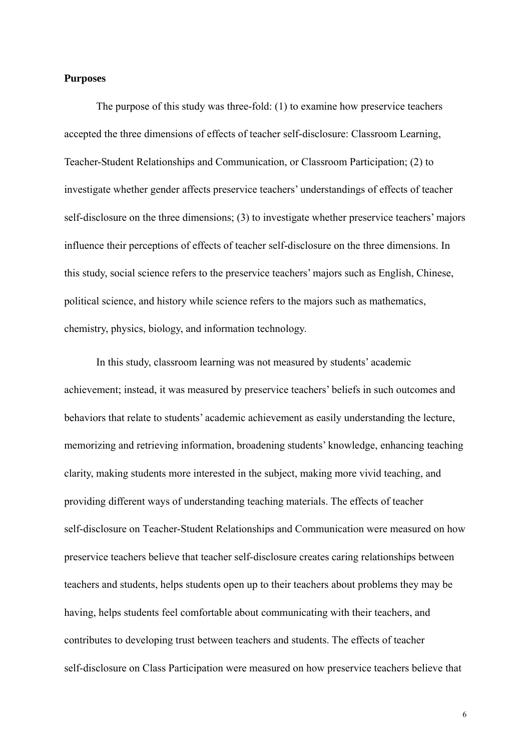**Purposes**

The purpose of this study was three-fold: (1) to examine how preservice teachers accepted the three dimensions of effects of teacher self-disclosure: Classroom Learning, Teacher-Student Relationships and Communication, or Classroom Participation; (2) to investigate whether gender affects preservice teachers' understandings of effects of teacher self-disclosure on the three dimensions; (3) to investigate whether preservice teachers' majors influence their perceptions of effects of teacher self-disclosure on the three dimensions. In this study, social science refers to the preservice teachers' majors such as English, Chinese, political science, and history while science refers to the majors such as mathematics, chemistry, physics, biology, and information technology.

In this study, classroom learning was not measured by students' academic achievement; instead, it was measured by preservice teachers' beliefs in such outcomes and behaviors that relate to students' academic achievement as easily understanding the lecture, memorizing and retrieving information, broadening students' knowledge, enhancing teaching clarity, making students more interested in the subject, making more vivid teaching, and providing different ways of understanding teaching materials. The effects of teacher self-disclosure on Teacher-Student Relationships and Communication were measured on how preservice teachers believe that teacher self-disclosure creates caring relationships between teachers and students, helps students open up to their teachers about problems they may be having, helps students feel comfortable about communicating with their teachers, and contributes to developing trust between teachers and students. The effects of teacher self-disclosure on Class Participation were measured on how preservice teachers believe that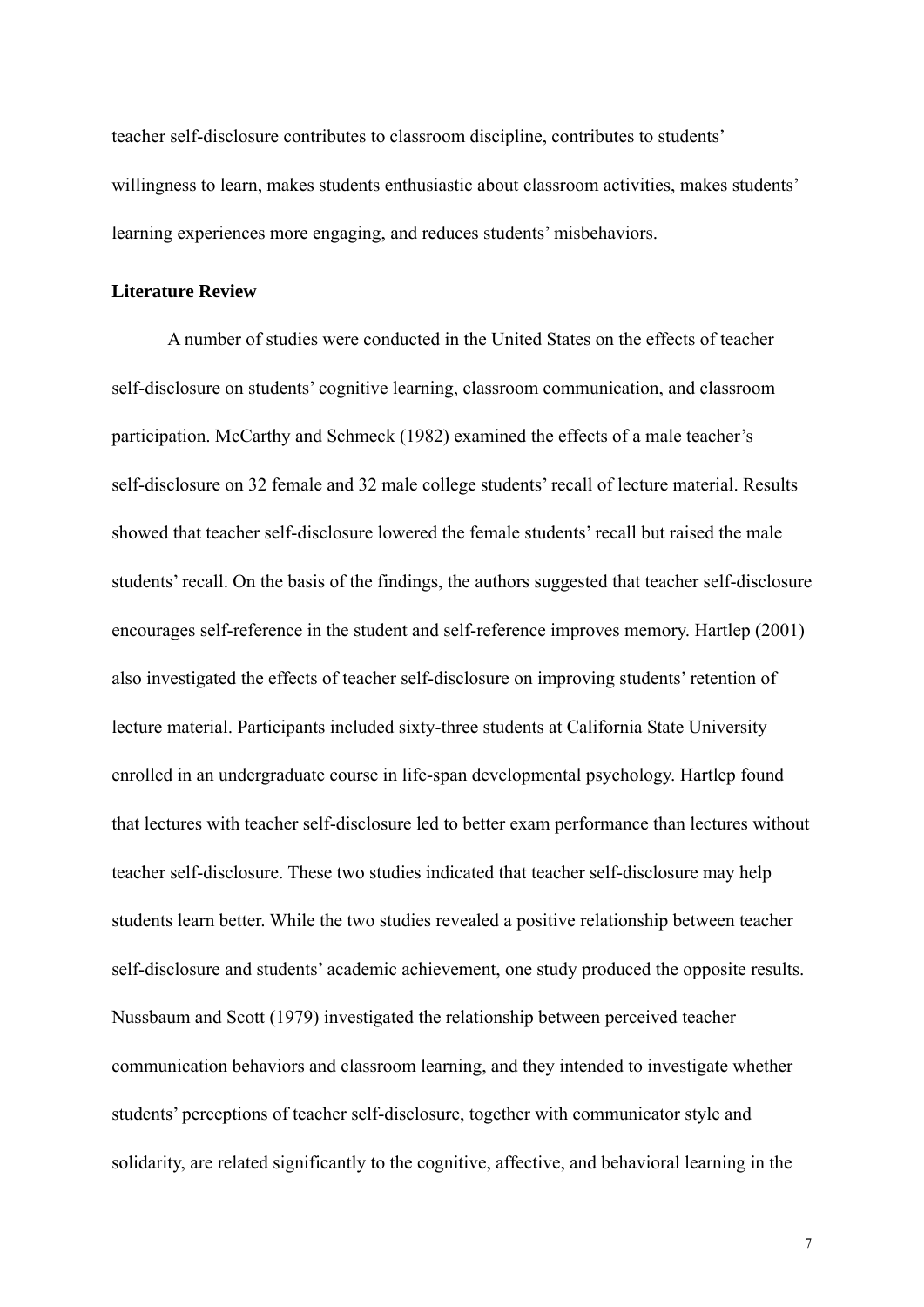teacher self-disclosure contributes to classroom discipline, contributes to students' willingness to learn, makes students enthusiastic about classroom activities, makes students' learning experiences more engaging, and reduces students' misbehaviors.

## Literature Review

A number of studies were conducted in the United States on the effects of teacher self-disclosure on students' cognitive learning, classroom communication, and classroom participation. McCarthy and Schmeck (1982) examined the effects of a male teacher's self-disclosure on 32 female and 32 male college students' recall of lecture material. Results showed that teacher self-disclosure lowered the female students' recall but raised the male students' recall. On the basis of the findings, the authors suggested that teacher self-disclosure encourages self-reference in the student and self-reference improves memory. Hartlep (2001) also investigated the effects of teacher self-disclosure on improving students' retention of lecture material. Participants included sixty-three students at California State University enrolled in an undergraduate course in life-span developmental psychology. Hartlep found that lectures with teacher self-disclosure led to better exam performance than lectures without teacher self-disclosure. These two studies indicated that teacher self-disclosure may help students learn better. While the two studies revealed a positive relationship between teacher self-disclosure and students' academic achievement, one study produced the opposite results. Nussbaum and Scott (1979) investigated the relationship between perceived teacher communication behaviors and classroom learning, and they intended to investigate whether students' perceptions of teacher self-disclosure, together with communicator style and solidarity, are related significantly to the cognitive, affective, and behavioral learning in the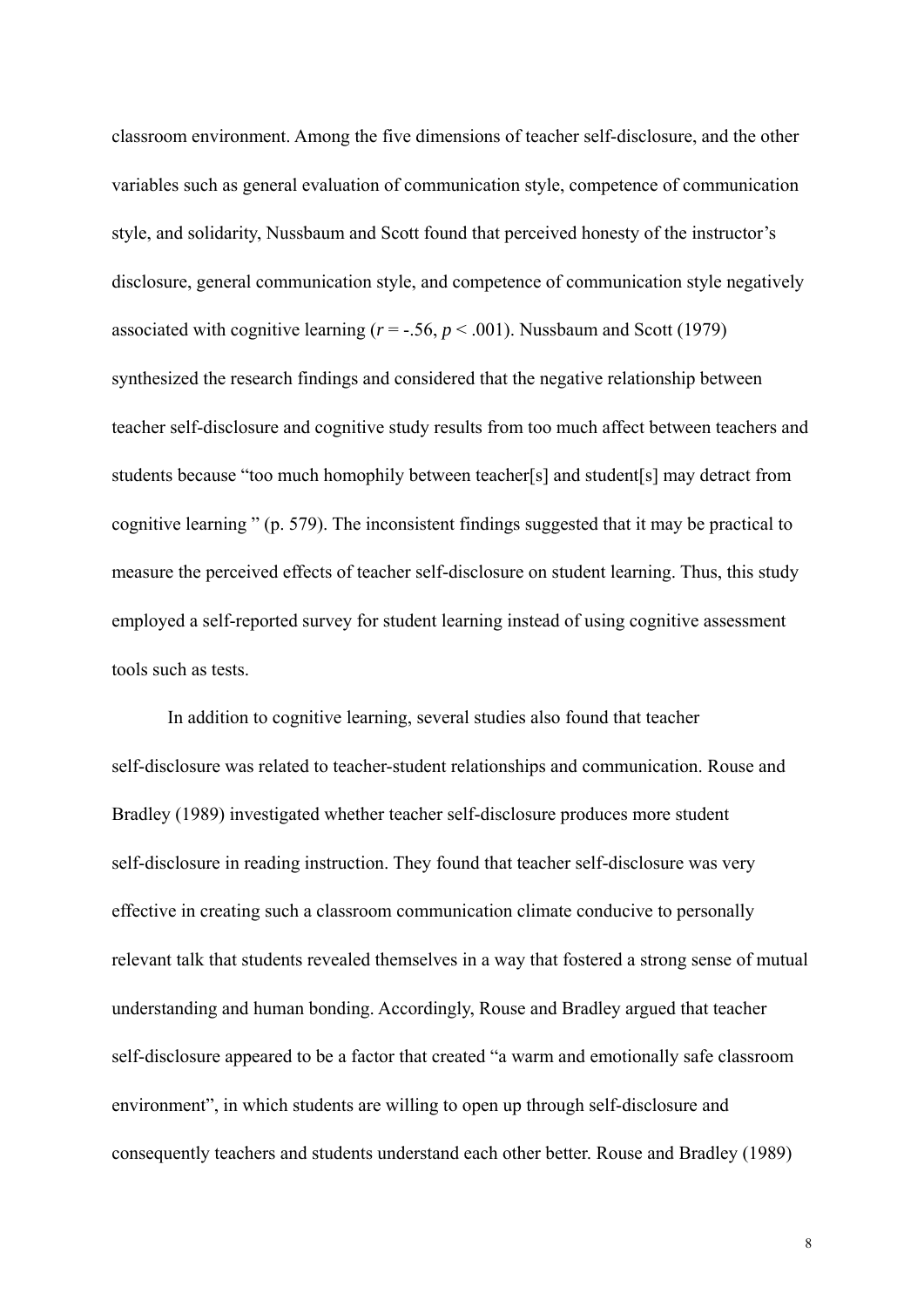classroom environment. Among the five dimensions of teacher self-disclosure, and the other variables such as general evaluation of communication style, competence of communication style, and solidarity, Nussbaum and Scott found that perceived honesty of the instructor's disclosure, general communication style, and competence of communication style negatively associated with cognitive learning ($r = -.56$, $p < .001$). Nussbaum and Scott (1979) synthesized the research findings and considered that the negative relationship between teacher self-disclosure and cognitive study results from too much affect between teachers and students because "too much homophily between teacher[s] and student[s] may detract from cognitive learning " (p. 579). The inconsistent findings suggested that it may be practical to measure the perceived effects of teacher self-disclosure on student learning. Thus, this study employed a self-reported survey for student learning instead of using cognitive assessment tools such as tests.

In addition to cognitive learning, several studies also found that teacher self-disclosure was related to teacher-student relationships and communication. Rouse and Bradley (1989) investigated whether teacher self-disclosure produces more student self-disclosure in reading instruction. They found that teacher self-disclosure was very effective in creating such a classroom communication climate conducive to personally relevant talk that students revealed themselves in a way that fostered a strong sense of mutual understanding and human bonding. Accordingly, Rouse and Bradley argued that teacher self-disclosure appeared to be a factor that created "a warm and emotionally safe classroom environment", in which students are willing to open up through self-disclosure and consequently teachers and students understand each other better. Rouse and Bradley (1989)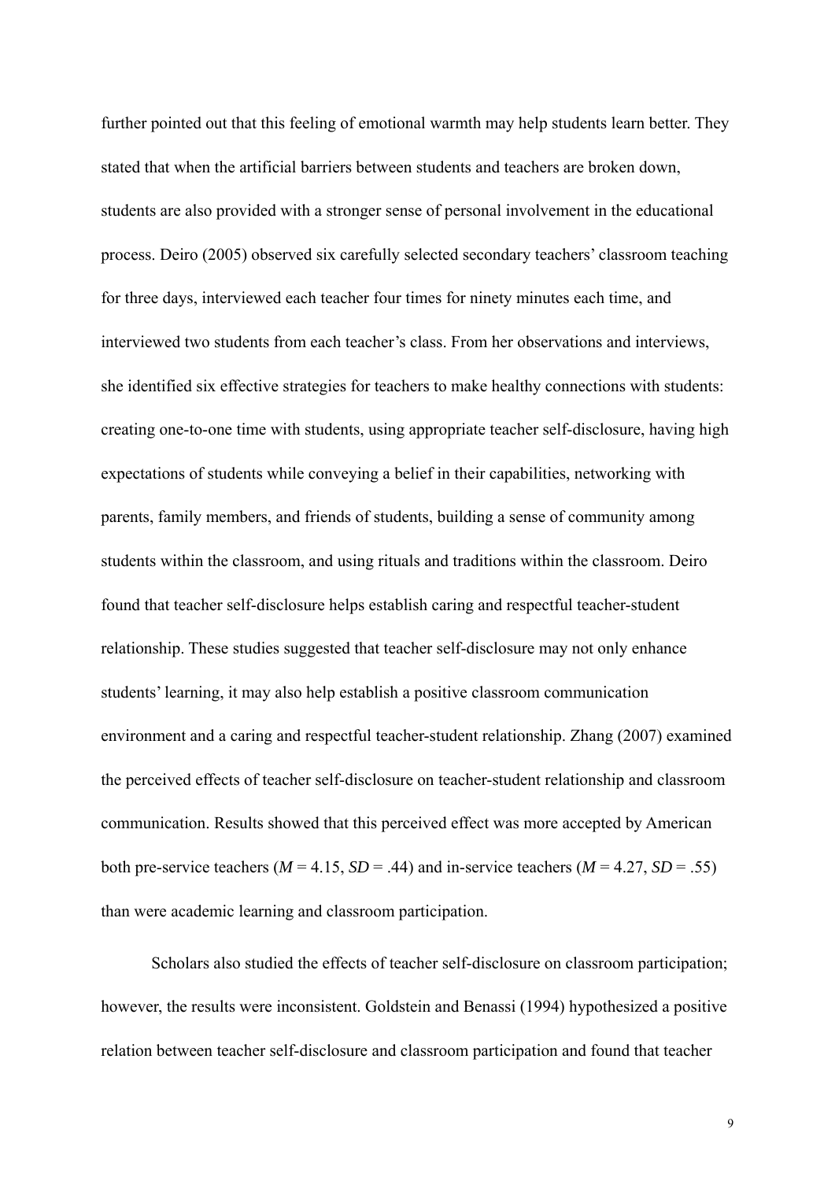further pointed out that this feeling of emotional warmth may help students learn better. They stated that when the artificial barriers between students and teachers are broken down, students are also provided with a stronger sense of personal involvement in the educational process. Deiro (2005) observed six carefully selected secondary teachers' classroom teaching for three days, interviewed each teacher four times for ninety minutes each time, and interviewed two students from each teacher's class. From her observations and interviews, she identified six effective strategies for teachers to make healthy connections with students: creating one-to-one time with students, using appropriate teacher self-disclosure, having high expectations of students while conveying a belief in their capabilities, networking with parents, family members, and friends of students, building a sense of community among students within the classroom, and using rituals and traditions within the classroom. Deiro found that teacher self-disclosure helps establish caring and respectful teacher-student relationship. These studies suggested that teacher self-disclosure may not only enhance students' learning, it may also help establish a positive classroom communication environment and a caring and respectful teacher-student relationship. Zhang (2007) examined the perceived effects of teacher self-disclosure on teacher-student relationship and classroom communication. Results showed that this perceived effect was more accepted by American both pre-service teachers ($M = 4.15$, $SD = .44$) and in-service teachers ($M = 4.27$, $SD = .55$) than were academic learning and classroom participation.

Scholars also studied the effects of teacher self-disclosure on classroom participation; however, the results were inconsistent. Goldstein and Benassi (1994) hypothesized a positive relation between teacher self-disclosure and classroom participation and found that teacher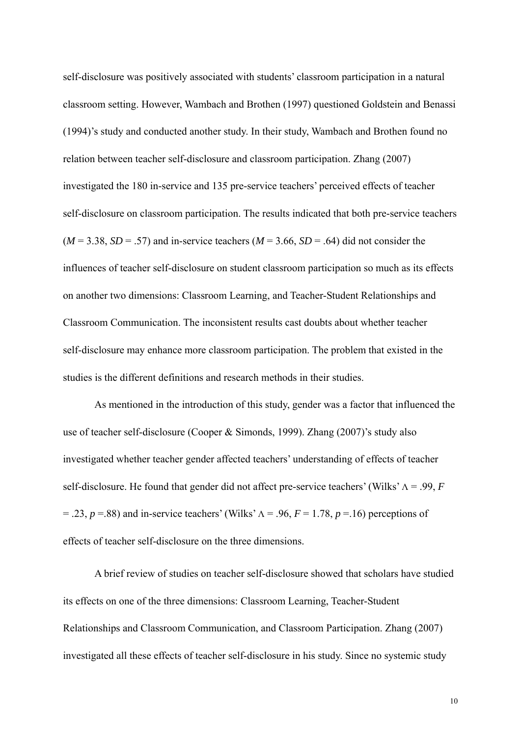self-disclosure was positively associated with students' classroom participation in a natural classroom setting. However, Wambach and Brothen (1997) questioned Goldstein and Benassi (1994)'s study and conducted another study. In their study, Wambach and Brothen found no relation between teacher self-disclosure and classroom participation. Zhang (2007) investigated the 180 in-service and 135 pre-service teachers' perceived effects of teacher self-disclosure on classroom participation. The results indicated that both pre-service teachers ($M = 3.38$, $SD = .57$) and in-service teachers ($M = 3.66$, $SD = .64$) did not consider the influences of teacher self-disclosure on student classroom participation so much as its effects on another two dimensions: Classroom Learning, and Teacher-Student Relationships and Classroom Communication. The inconsistent results cast doubts about whether teacher self-disclosure may enhance more classroom participation. The problem that existed in the studies is the different definitions and research methods in their studies.

As mentioned in the introduction of this study, gender was a factor that influenced the use of teacher self-disclosure (Cooper & Simonds, 1999). Zhang (2007)'s study also investigated whether teacher gender affected teachers' understanding of effects of teacher self-disclosure. He found that gender did not affect pre-service teachers' (Wilks' $\Lambda = .99$, $F = .23$, $p = .88$) and in-service teachers' (Wilks' $\Lambda = .96$, $F = 1.78$, $p = .16$) perceptions of effects of teacher self-disclosure on the three dimensions.

A brief review of studies on teacher self-disclosure showed that scholars have studied its effects on one of the three dimensions: Classroom Learning, Teacher-Student Relationships and Classroom Communication, and Classroom Participation. Zhang (2007) investigated all these effects of teacher self-disclosure in his study. Since no systemic study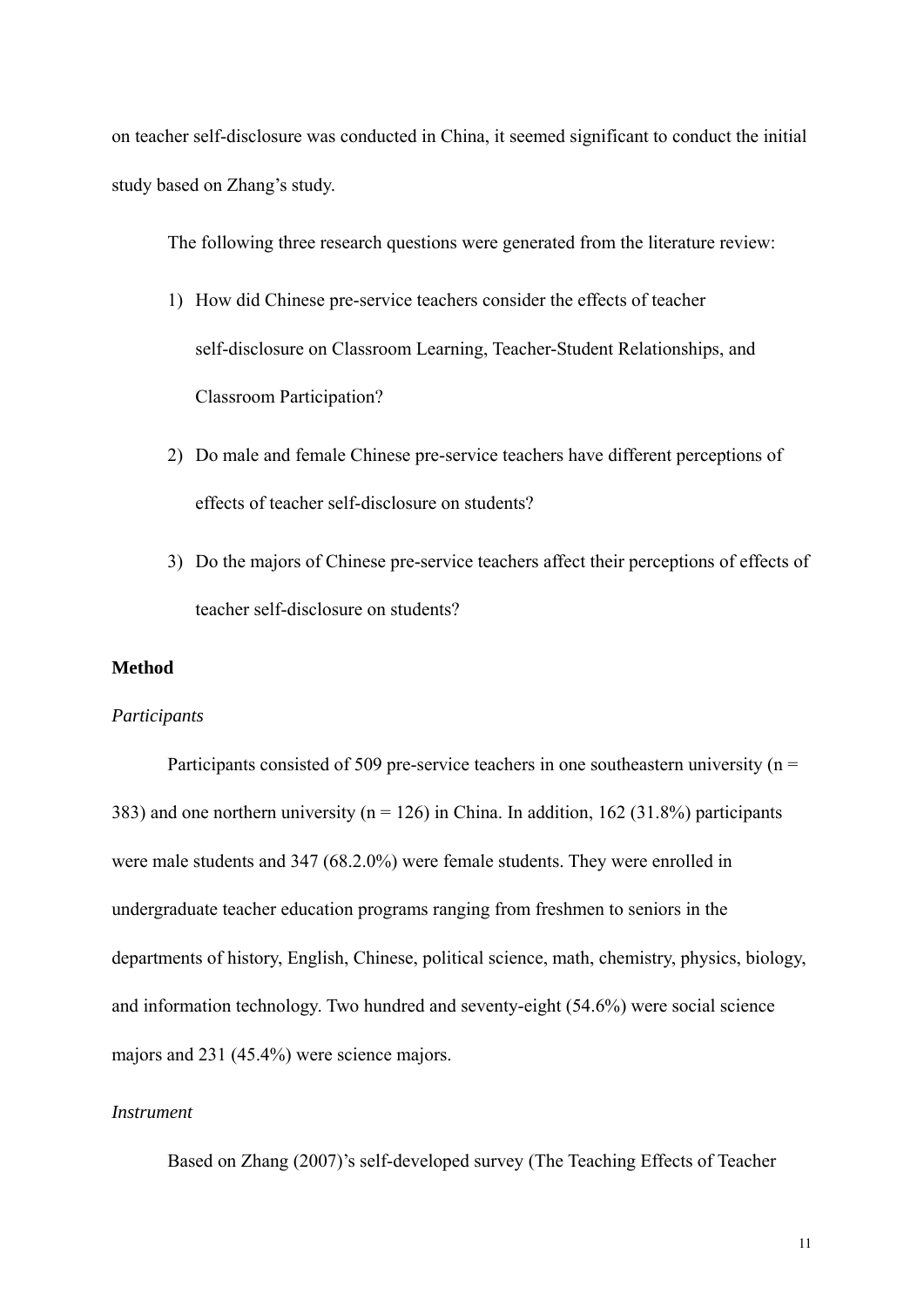on teacher self-disclosure was conducted in China, it seemed significant to conduct the initial study based on Zhang's study.

The following three research questions were generated from the literature review:

1) How did Chinese pre-service teachers consider the effects of teacher self-disclosure on Classroom Learning, Teacher-Student Relationships, and Classroom Participation?
2) Do male and female Chinese pre-service teachers have different perceptions of effects of teacher self-disclosure on students?
3) Do the majors of Chinese pre-service teachers affect their perceptions of effects of teacher self-disclosure on students?

## Method

### *Participants*

Participants consisted of 509 pre-service teachers in one southeastern university (n = 383) and one northern university (n = 126) in China. In addition, 162 (31.8%) participants were male students and 347 (68.2.0%) were female students. They were enrolled in undergraduate teacher education programs ranging from freshmen to seniors in the departments of history, English, Chinese, political science, math, chemistry, physics, biology, and information technology. Two hundred and seventy-eight (54.6%) were social science majors and 231 (45.4%) were science majors.

### *Instrument*

Based on Zhang (2007)'s self-developed survey (The Teaching Effects of Teacher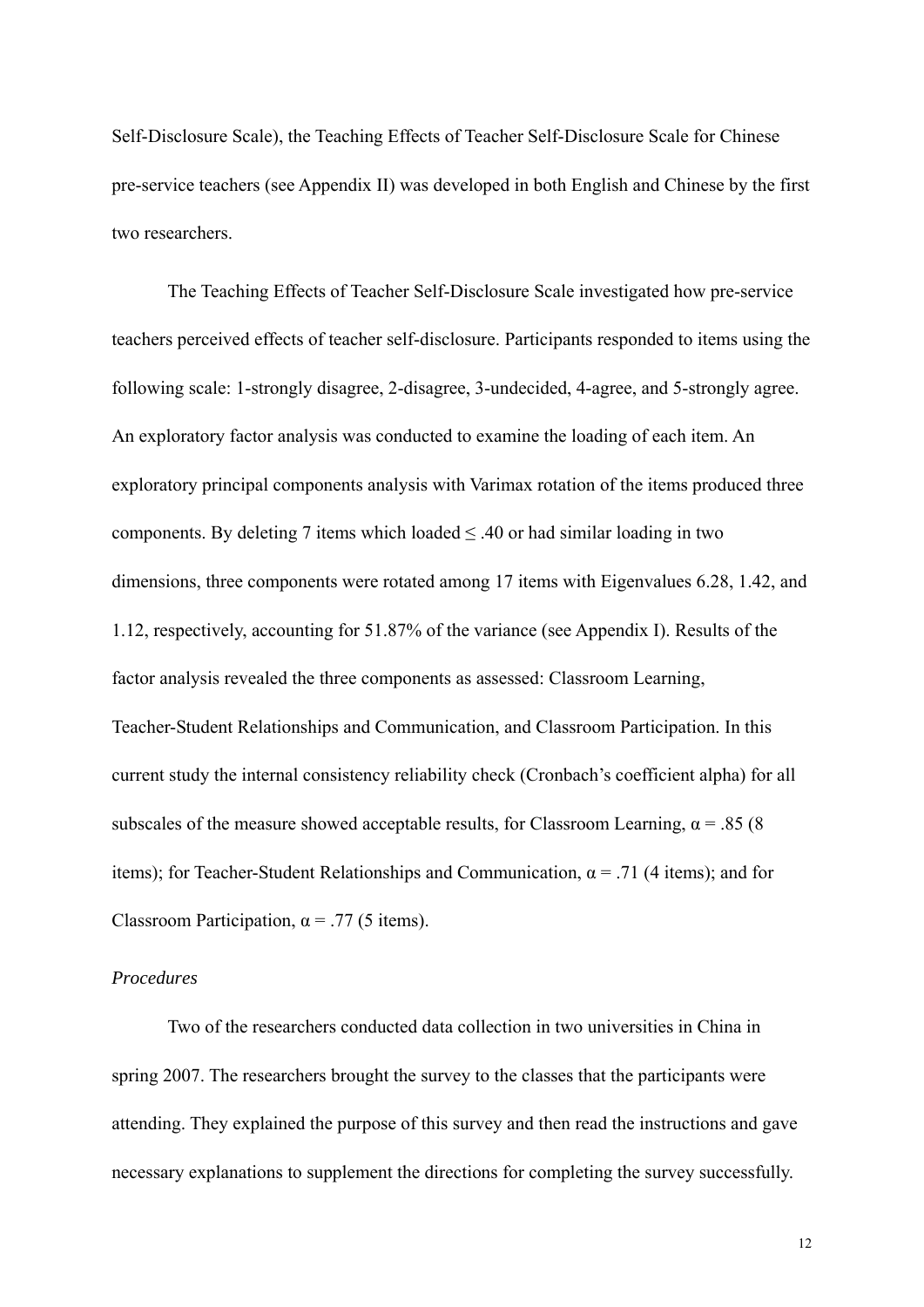Self-Disclosure Scale), the Teaching Effects of Teacher Self-Disclosure Scale for Chinese pre-service teachers (see Appendix II) was developed in both English and Chinese by the first two researchers.

The Teaching Effects of Teacher Self-Disclosure Scale investigated how pre-service teachers perceived effects of teacher self-disclosure. Participants responded to items using the following scale: 1-strongly disagree, 2-disagree, 3-undecided, 4-agree, and 5-strongly agree. An exploratory factor analysis was conducted to examine the loading of each item. An exploratory principal components analysis with Varimax rotation of the items produced three components. By deleting 7 items which loaded $\leq .40$ or had similar loading in two dimensions, three components were rotated among 17 items with Eigenvalues 6.28, 1.42, and 1.12, respectively, accounting for 51.87% of the variance (see Appendix I). Results of the factor analysis revealed the three components as assessed: Classroom Learning, Teacher-Student Relationships and Communication, and Classroom Participation. In this current study the internal consistency reliability check (Cronbach's coefficient alpha) for all subscales of the measure showed acceptable results, for Classroom Learning, $\alpha = .85$ (8 items); for Teacher-Student Relationships and Communication, $\alpha = .71$ (4 items); and for Classroom Participation, $\alpha = .77$ (5 items).

*Procedures*

Two of the researchers conducted data collection in two universities in China in spring 2007. The researchers brought the survey to the classes that the participants were attending. They explained the purpose of this survey and then read the instructions and gave necessary explanations to supplement the directions for completing the survey successfully.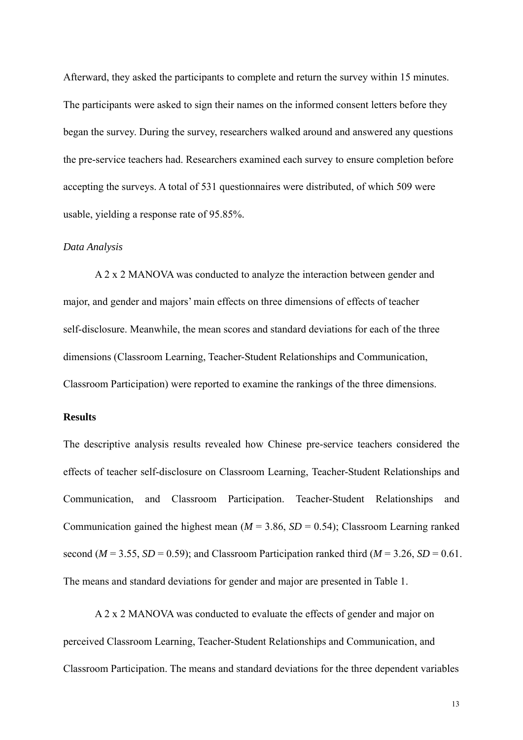Afterward, they asked the participants to complete and return the survey within 15 minutes. The participants were asked to sign their names on the informed consent letters before they began the survey. During the survey, researchers walked around and answered any questions the pre-service teachers had. Researchers examined each survey to ensure completion before accepting the surveys. A total of 531 questionnaires were distributed, of which 509 were usable, yielding a response rate of 95.85%.

*Data Analysis*

A 2 x 2 MANOVA was conducted to analyze the interaction between gender and major, and gender and majors' main effects on three dimensions of effects of teacher self-disclosure. Meanwhile, the mean scores and standard deviations for each of the three dimensions (Classroom Learning, Teacher-Student Relationships and Communication, Classroom Participation) were reported to examine the rankings of the three dimensions.

**Results**

The descriptive analysis results revealed how Chinese pre-service teachers considered the effects of teacher self-disclosure on Classroom Learning, Teacher-Student Relationships and Communication, and Classroom Participation. Teacher-Student Relationships and Communication gained the highest mean ($M$ = 3.86, $SD$ = 0.54); Classroom Learning ranked second ($M$ = 3.55, $SD$ = 0.59); and Classroom Participation ranked third ($M$ = 3.26, $SD$ = 0.61. The means and standard deviations for gender and major are presented in Table 1.

A 2 x 2 MANOVA was conducted to evaluate the effects of gender and major on perceived Classroom Learning, Teacher-Student Relationships and Communication, and Classroom Participation. The means and standard deviations for the three dependent variables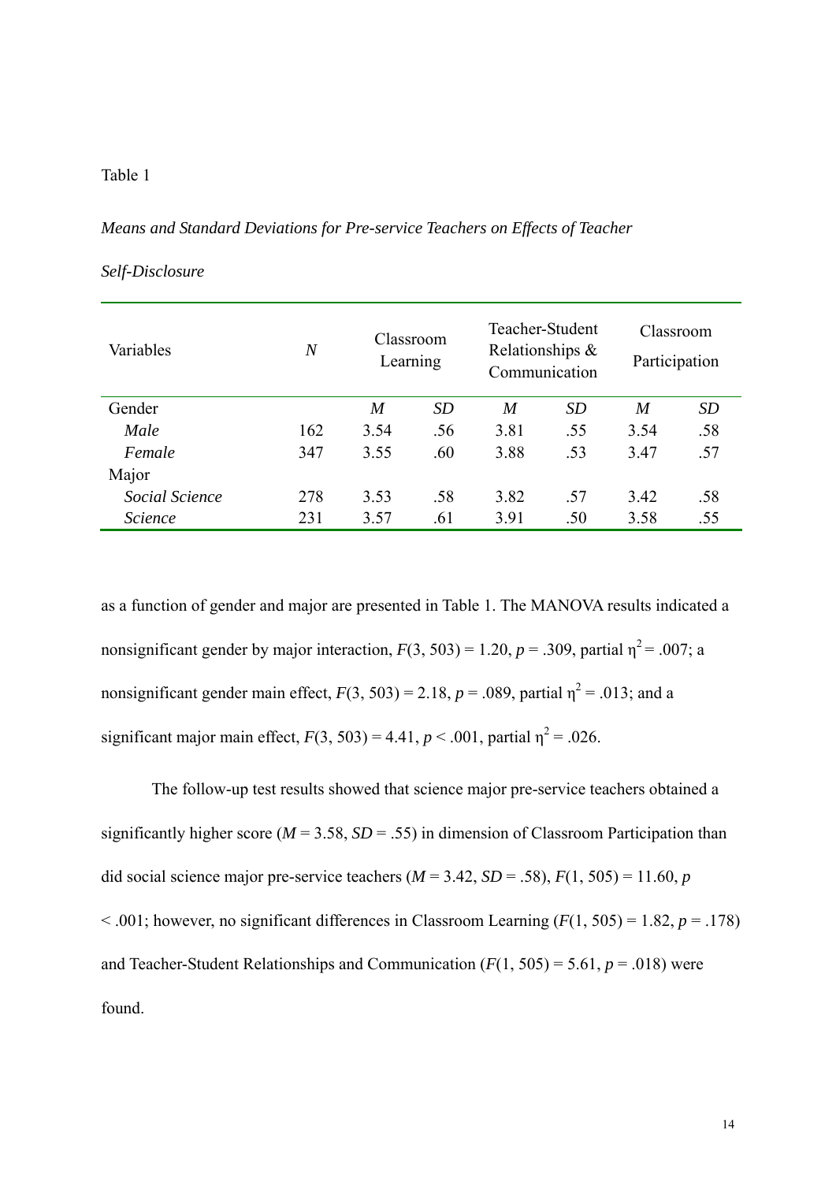Table 1

*Means and Standard Deviations for Pre-service Teachers on Effects of Teacher Self-Disclosure*

| Variables | *N* | Classroom Learning | | Teacher-Student Relationships & Communication | | Classroom Participation | |
|---|---|---|---|---|---|---|---|
| Gender | | *M* | *SD* | *M* | *SD* | *M* | *SD* |
| *Male* | 162 | 3.54 | .56 | 3.81 | .55 | 3.54 | .58 |
| *Female* | 347 | 3.55 | .60 | 3.88 | .53 | 3.47 | .57 |
| Major | | | | | | | |
| *Social Science* | 278 | 3.53 | .58 | 3.82 | .57 | 3.42 | .58 |
| *Science* | 231 | 3.57 | .61 | 3.91 | .50 | 3.58 | .55 |

as a function of gender and major are presented in Table 1. The MANOVA results indicated a nonsignificant gender by major interaction, $F(3, 503) = 1.20$, $p = .309$, partial $\eta^2 = .007$; a nonsignificant gender main effect, $F(3, 503) = 2.18$, $p = .089$, partial $\eta^2 = .013$; and a significant major main effect, $F(3, 503) = 4.41$, $p < .001$, partial $\eta^2 = .026$.

The follow-up test results showed that science major pre-service teachers obtained a significantly higher score ($M = 3.58$, $SD = .55$) in dimension of Classroom Participation than did social science major pre-service teachers ($M = 3.42$, $SD = .58$), $F(1, 505) = 11.60$, $p < .001$; however, no significant differences in Classroom Learning ($F(1, 505) = 1.82$, $p = .178$) and Teacher-Student Relationships and Communication ($F(1, 505) = 5.61$, $p = .018$) were found.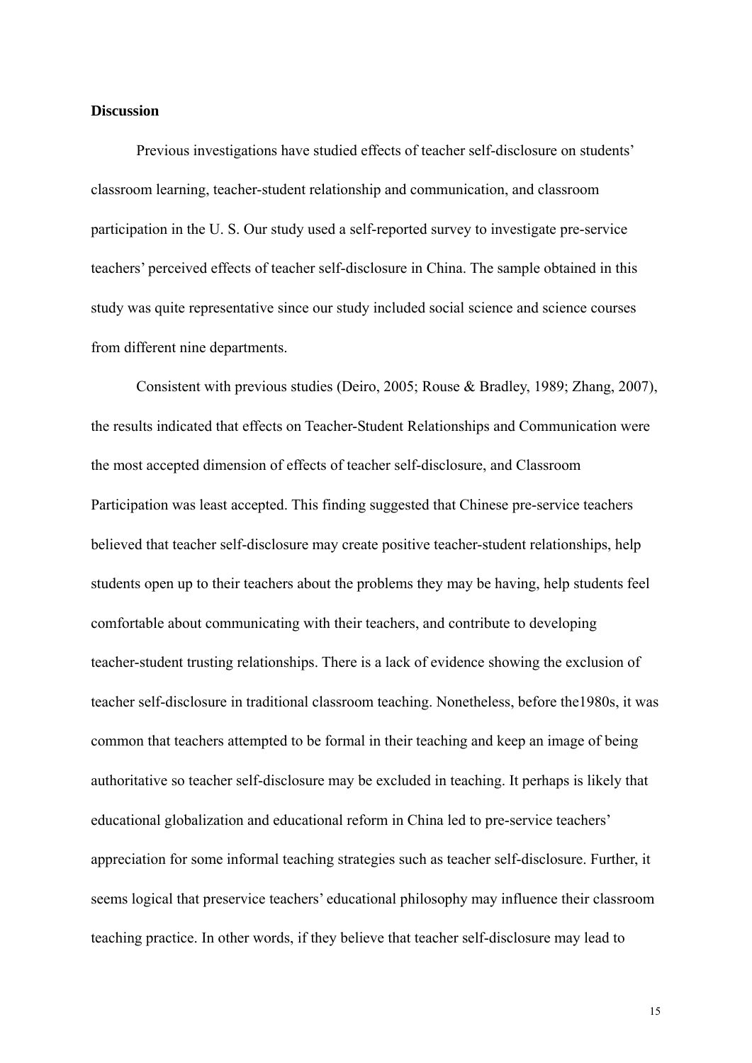**Discussion**

Previous investigations have studied effects of teacher self-disclosure on students' classroom learning, teacher-student relationship and communication, and classroom participation in the U. S. Our study used a self-reported survey to investigate pre-service teachers' perceived effects of teacher self-disclosure in China. The sample obtained in this study was quite representative since our study included social science and science courses from different nine departments.

Consistent with previous studies (Deiro, 2005; Rouse & Bradley, 1989; Zhang, 2007), the results indicated that effects on Teacher-Student Relationships and Communication were the most accepted dimension of effects of teacher self-disclosure, and Classroom Participation was least accepted. This finding suggested that Chinese pre-service teachers believed that teacher self-disclosure may create positive teacher-student relationships, help students open up to their teachers about the problems they may be having, help students feel comfortable about communicating with their teachers, and contribute to developing teacher-student trusting relationships. There is a lack of evidence showing the exclusion of teacher self-disclosure in traditional classroom teaching. Nonetheless, before the1980s, it was common that teachers attempted to be formal in their teaching and keep an image of being authoritative so teacher self-disclosure may be excluded in teaching. It perhaps is likely that educational globalization and educational reform in China led to pre-service teachers' appreciation for some informal teaching strategies such as teacher self-disclosure. Further, it seems logical that preservice teachers' educational philosophy may influence their classroom teaching practice. In other words, if they believe that teacher self-disclosure may lead to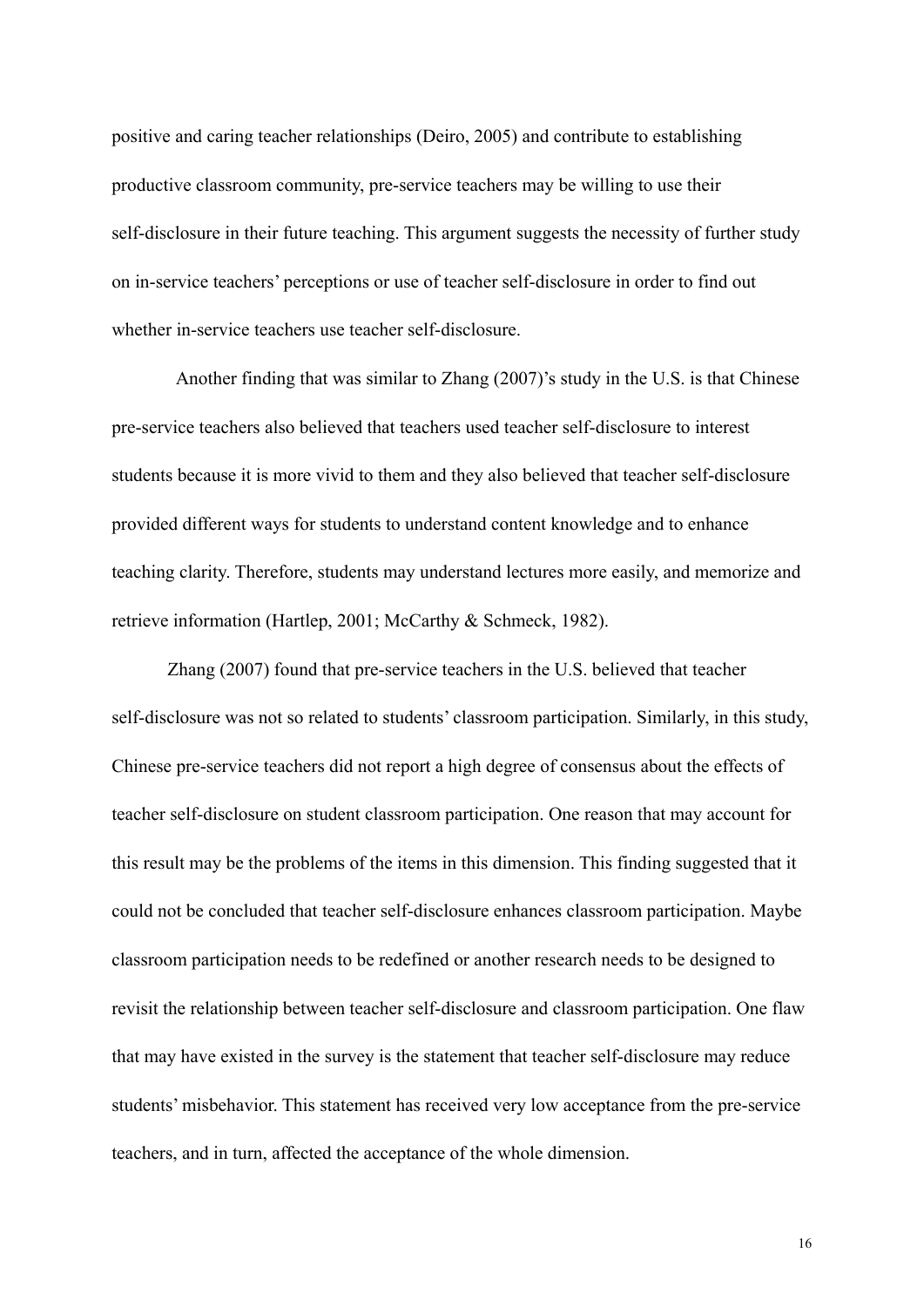positive and caring teacher relationships (Deiro, 2005) and contribute to establishing productive classroom community, pre-service teachers may be willing to use their self-disclosure in their future teaching. This argument suggests the necessity of further study on in-service teachers' perceptions or use of teacher self-disclosure in order to find out whether in-service teachers use teacher self-disclosure.

Another finding that was similar to Zhang (2007)'s study in the U.S. is that Chinese pre-service teachers also believed that teachers used teacher self-disclosure to interest students because it is more vivid to them and they also believed that teacher self-disclosure provided different ways for students to understand content knowledge and to enhance teaching clarity. Therefore, students may understand lectures more easily, and memorize and retrieve information (Hartlep, 2001; McCarthy & Schmeck, 1982).

Zhang (2007) found that pre-service teachers in the U.S. believed that teacher self-disclosure was not so related to students' classroom participation. Similarly, in this study, Chinese pre-service teachers did not report a high degree of consensus about the effects of teacher self-disclosure on student classroom participation. One reason that may account for this result may be the problems of the items in this dimension. This finding suggested that it could not be concluded that teacher self-disclosure enhances classroom participation. Maybe classroom participation needs to be redefined or another research needs to be designed to revisit the relationship between teacher self-disclosure and classroom participation. One flaw that may have existed in the survey is the statement that teacher self-disclosure may reduce students' misbehavior. This statement has received very low acceptance from the pre-service teachers, and in turn, affected the acceptance of the whole dimension.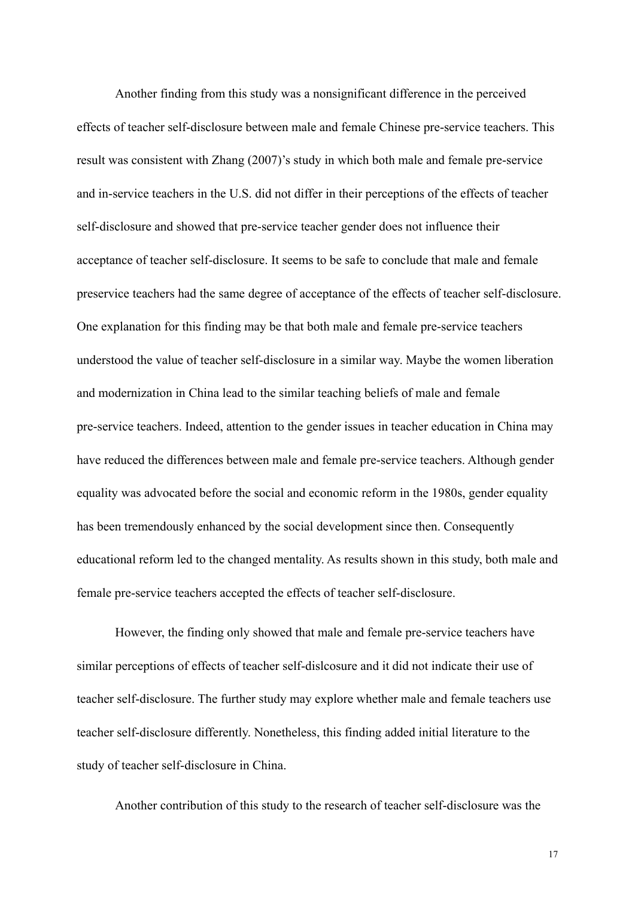Another finding from this study was a nonsignificant difference in the perceived effects of teacher self-disclosure between male and female Chinese pre-service teachers. This result was consistent with Zhang (2007)'s study in which both male and female pre-service and in-service teachers in the U.S. did not differ in their perceptions of the effects of teacher self-disclosure and showed that pre-service teacher gender does not influence their acceptance of teacher self-disclosure. It seems to be safe to conclude that male and female preservice teachers had the same degree of acceptance of the effects of teacher self-disclosure. One explanation for this finding may be that both male and female pre-service teachers understood the value of teacher self-disclosure in a similar way. Maybe the women liberation and modernization in China lead to the similar teaching beliefs of male and female pre-service teachers. Indeed, attention to the gender issues in teacher education in China may have reduced the differences between male and female pre-service teachers. Although gender equality was advocated before the social and economic reform in the 1980s, gender equality has been tremendously enhanced by the social development since then. Consequently educational reform led to the changed mentality. As results shown in this study, both male and female pre-service teachers accepted the effects of teacher self-disclosure.

However, the finding only showed that male and female pre-service teachers have similar perceptions of effects of teacher self-dislcosure and it did not indicate their use of teacher self-disclosure. The further study may explore whether male and female teachers use teacher self-disclosure differently. Nonetheless, this finding added initial literature to the study of teacher self-disclosure in China.

Another contribution of this study to the research of teacher self-disclosure was the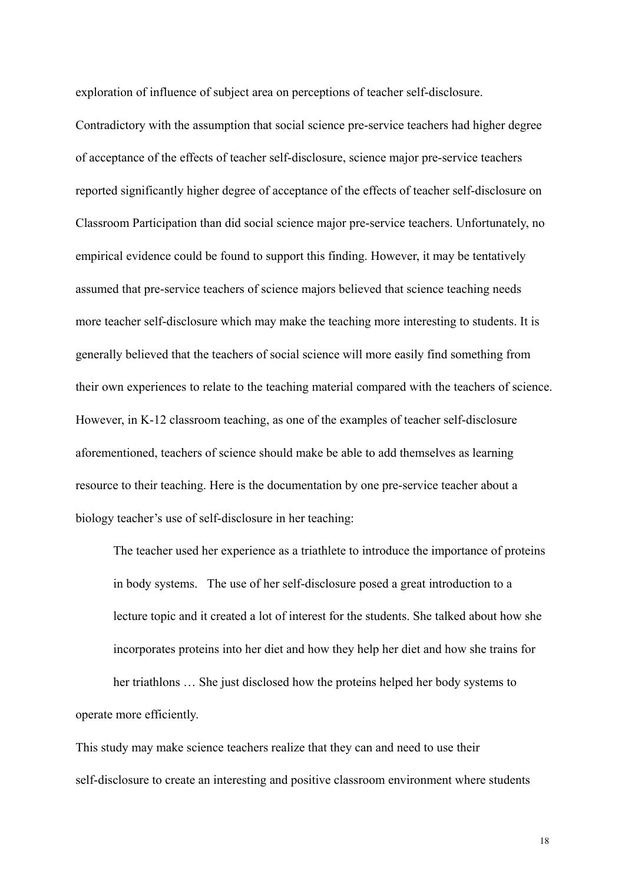exploration of influence of subject area on perceptions of teacher self-disclosure. Contradictory with the assumption that social science pre-service teachers had higher degree of acceptance of the effects of teacher self-disclosure, science major pre-service teachers reported significantly higher degree of acceptance of the effects of teacher self-disclosure on Classroom Participation than did social science major pre-service teachers. Unfortunately, no empirical evidence could be found to support this finding. However, it may be tentatively assumed that pre-service teachers of science majors believed that science teaching needs more teacher self-disclosure which may make the teaching more interesting to students. It is generally believed that the teachers of social science will more easily find something from their own experiences to relate to the teaching material compared with the teachers of science. However, in K-12 classroom teaching, as one of the examples of teacher self-disclosure aforementioned, teachers of science should make be able to add themselves as learning resource to their teaching. Here is the documentation by one pre-service teacher about a biology teacher's use of self-disclosure in her teaching:

> The teacher used her experience as a triathlete to introduce the importance of proteins in body systems. The use of her self-disclosure posed a great introduction to a lecture topic and it created a lot of interest for the students. She talked about how she incorporates proteins into her diet and how they help her diet and how she trains for her triathlons … She just disclosed how the proteins helped her body systems to operate more efficiently.

This study may make science teachers realize that they can and need to use their self-disclosure to create an interesting and positive classroom environment where students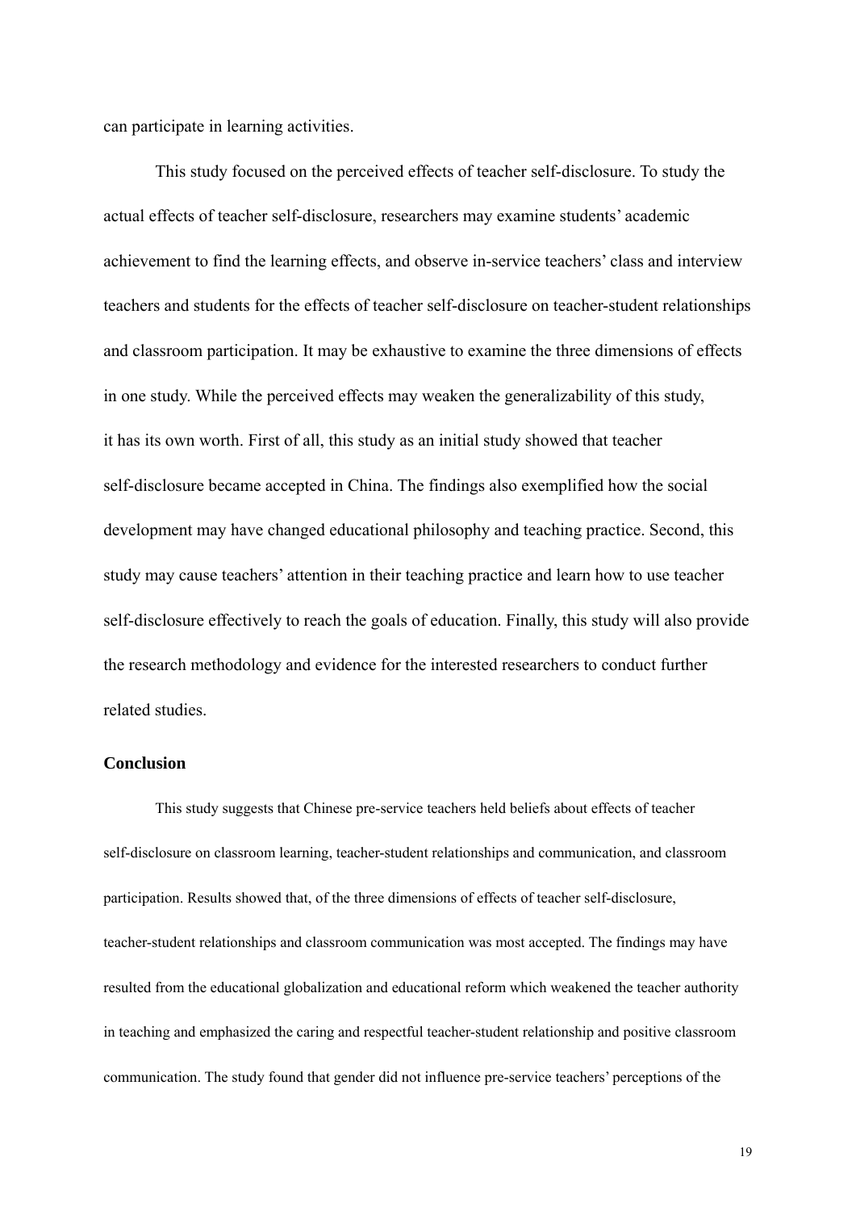can participate in learning activities.

This study focused on the perceived effects of teacher self-disclosure. To study the actual effects of teacher self-disclosure, researchers may examine students' academic achievement to find the learning effects, and observe in-service teachers' class and interview teachers and students for the effects of teacher self-disclosure on teacher-student relationships and classroom participation. It may be exhaustive to examine the three dimensions of effects in one study. While the perceived effects may weaken the generalizability of this study, it has its own worth. First of all, this study as an initial study showed that teacher self-disclosure became accepted in China. The findings also exemplified how the social development may have changed educational philosophy and teaching practice. Second, this study may cause teachers' attention in their teaching practice and learn how to use teacher self-disclosure effectively to reach the goals of education. Finally, this study will also provide the research methodology and evidence for the interested researchers to conduct further related studies.

## Conclusion

This study suggests that Chinese pre-service teachers held beliefs about effects of teacher self-disclosure on classroom learning, teacher-student relationships and communication, and classroom participation. Results showed that, of the three dimensions of effects of teacher self-disclosure, teacher-student relationships and classroom communication was most accepted. The findings may have resulted from the educational globalization and educational reform which weakened the teacher authority in teaching and emphasized the caring and respectful teacher-student relationship and positive classroom communication. The study found that gender did not influence pre-service teachers' perceptions of the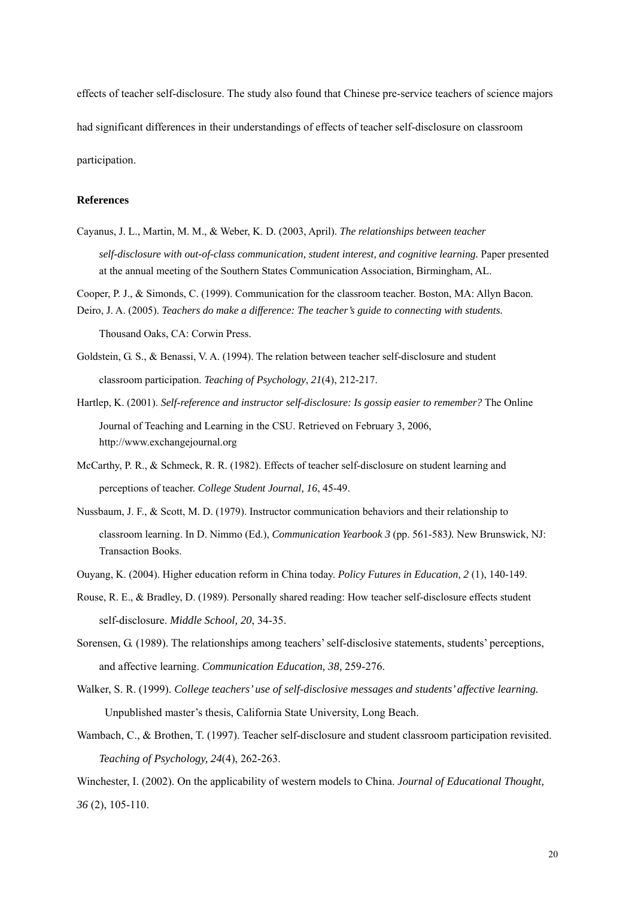effects of teacher self-disclosure. The study also found that Chinese pre-service teachers of science majors had significant differences in their understandings of effects of teacher self-disclosure on classroom participation.

**References**

Cayanus, J. L., Martin, M. M., & Weber, K. D. (2003, April). *The relationships between teacher self-disclosure with out-of-class communication, student interest, and cognitive learning.* Paper presented at the annual meeting of the Southern States Communication Association, Birmingham, AL.

Cooper, P. J., & Simonds, C. (1999). Communication for the classroom teacher. Boston, MA: Allyn Bacon.

Deiro, J. A. (2005). *Teachers do make a difference: The teacher's guide to connecting with students.* Thousand Oaks, CA: Corwin Press.

Goldstein, G. S., & Benassi, V. A. (1994). The relation between teacher self-disclosure and student classroom participation. *Teaching of Psychology*, *21*(4), 212-217.

Hartlep, K. (2001). *Self-reference and instructor self-disclosure: Is gossip easier to remember?* The Online Journal of Teaching and Learning in the CSU. Retrieved on February 3, 2006, http://www.exchangejournal.org

McCarthy, P. R., & Schmeck, R. R. (1982). Effects of teacher self-disclosure on student learning and perceptions of teacher. *College Student Journal, 16*, 45-49.

Nussbaum, J. F., & Scott, M. D. (1979). Instructor communication behaviors and their relationship to classroom learning. In D. Nimmo (Ed.), *Communication Yearbook 3* (pp. 561-583*).* New Brunswick, NJ: Transaction Books.

Ouyang, K. (2004). Higher education reform in China today. *Policy Futures in Education, 2* (1), 140-149.

Rouse, R. E., & Bradley, D. (1989). Personally shared reading: How teacher self-disclosure effects student self-disclosure. *Middle School, 20*, 34-35.

Sorensen, G. (1989). The relationships among teachers' self-disclosive statements, students' perceptions, and affective learning. *Communication Education, 38*, 259-276.

Walker, S. R. (1999). *College teachers' use of self-disclosive messages and students' affective learning.* Unpublished master's thesis, California State University, Long Beach.

Wambach, C., & Brothen, T. (1997). Teacher self-disclosure and student classroom participation revisited. *Teaching of Psychology, 24*(4), 262-263.

Winchester, I. (2002). On the applicability of western models to China. *Journal of Educational Thought, 36* (2), 105-110.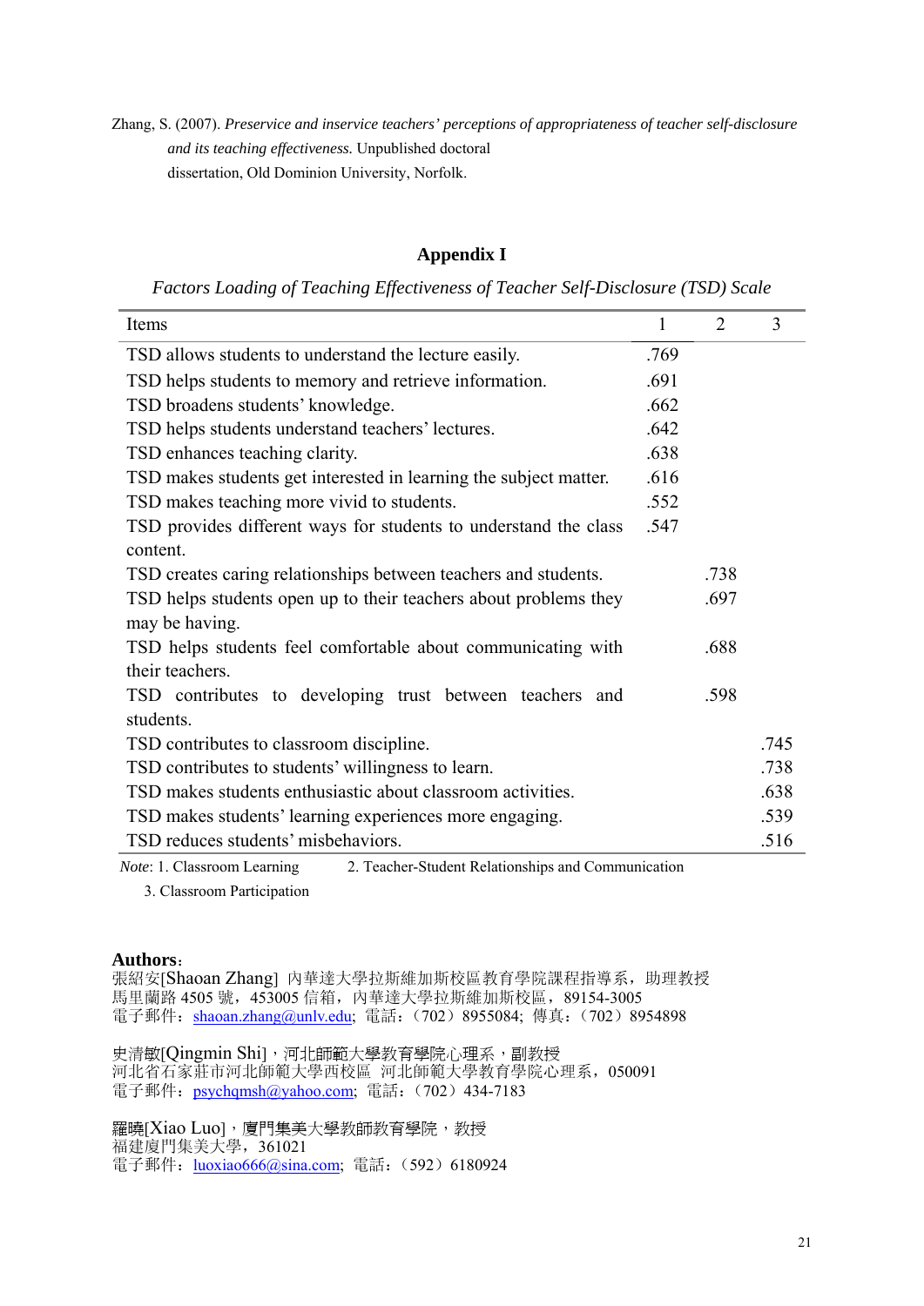Zhang, S. (2007). *Preservice and inservice teachers' perceptions of appropriateness of teacher self-disclosure and its teaching effectiveness.* Unpublished doctoral dissertation, Old Dominion University, Norfolk.

## Appendix I

*Factors Loading of Teaching Effectiveness of Teacher Self-Disclosure (TSD) Scale*

| Items | 1 | 2 | 3 |
|---|---|---|---|
| TSD allows students to understand the lecture easily. | .769 | | |
| TSD helps students to memory and retrieve information. | .691 | | |
| TSD broadens students' knowledge. | .662 | | |
| TSD helps students understand teachers' lectures. | .642 | | |
| TSD enhances teaching clarity. | .638 | | |
| TSD makes students get interested in learning the subject matter. | .616 | | |
| TSD makes teaching more vivid to students. | .552 | | |
| TSD provides different ways for students to understand the class content. | .547 | | |
| TSD creates caring relationships between teachers and students. | | .738 | |
| TSD helps students open up to their teachers about problems they may be having. | | .697 | |
| TSD helps students feel comfortable about communicating with their teachers. | | .688 | |
| TSD contributes to developing trust between teachers and students. | | .598 | |
| TSD contributes to classroom discipline. | | | .745 |
| TSD contributes to students' willingness to learn. | | | .738 |
| TSD makes students enthusiastic about classroom activities. | | | .638 |
| TSD makes students' learning experiences more engaging. | | | .539 |
| TSD reduces students' misbehaviors. | | | .516 |

*Note*: 1. Classroom Learning 2. Teacher-Student Relationships and Communication 3. Classroom Participation

**Authors**：

張紹安[Shaoan Zhang] 內華達大學拉斯維加斯校區教育學院課程指導系，助理教授
馬里蘭路 4505 號，453005 信箱，內華達大學拉斯維加斯校區，89154-3005
電子郵件：shaoan.zhang@unlv.edu; 電話：（702）8955084; 傳真：（702）8954898

史清敏[Qingmin Shi]，河北師範大學教育學院心理系，副教授
河北省石家莊市河北師範大學西校區 河北師範大學教育學院心理系，050091
電子郵件：psychqmsh@yahoo.com; 電話：（702）434-7183

羅曉[Xiao Luo]，廈門集美大學教師教育學院，教授
福建廈門集美大學，361021
電子郵件：luoxiao666@sina.com; 電話：（592）6180924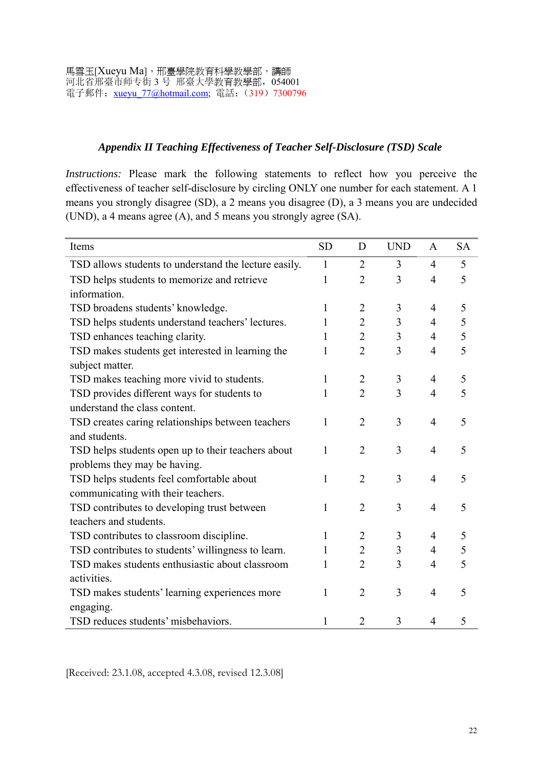馬雪玉[Xueyu Ma]，邢臺學院教育科學教學部，講師
河北省邢臺市师专街 3 号 邢臺大學教育教學部，054001
電子郵件：xueyu_77@hotmail.com; 電話：（319）7300796

### *Appendix II Teaching Effectiveness of Teacher Self-Disclosure (TSD) Scale*

*Instructions:* Please mark the following statements to reflect how you perceive the effectiveness of teacher self-disclosure by circling ONLY one number for each statement. A 1 means you strongly disagree (SD), a 2 means you disagree (D), a 3 means you are undecided (UND), a 4 means agree (A), and 5 means you strongly agree (SA).

| Items | SD | D | UND | A | SA |
|---|---|---|---|---|---|
| TSD allows students to understand the lecture easily. | 1 | 2 | 3 | 4 | 5 |
| TSD helps students to memorize and retrieve information. | 1 | 2 | 3 | 4 | 5 |
| TSD broadens students' knowledge. | 1 | 2 | 3 | 4 | 5 |
| TSD helps students understand teachers' lectures. | 1 | 2 | 3 | 4 | 5 |
| TSD enhances teaching clarity. | 1 | 2 | 3 | 4 | 5 |
| TSD makes students get interested in learning the subject matter. | 1 | 2 | 3 | 4 | 5 |
| TSD makes teaching more vivid to students. | 1 | 2 | 3 | 4 | 5 |
| TSD provides different ways for students to understand the class content. | 1 | 2 | 3 | 4 | 5 |
| TSD creates caring relationships between teachers and students. | 1 | 2 | 3 | 4 | 5 |
| TSD helps students open up to their teachers about problems they may be having. | 1 | 2 | 3 | 4 | 5 |
| TSD helps students feel comfortable about communicating with their teachers. | 1 | 2 | 3 | 4 | 5 |
| TSD contributes to developing trust between teachers and students. | 1 | 2 | 3 | 4 | 5 |
| TSD contributes to classroom discipline. | 1 | 2 | 3 | 4 | 5 |
| TSD contributes to students' willingness to learn. | 1 | 2 | 3 | 4 | 5 |
| TSD makes students enthusiastic about classroom activities. | 1 | 2 | 3 | 4 | 5 |
| TSD makes students' learning experiences more engaging. | 1 | 2 | 3 | 4 | 5 |
| TSD reduces students' misbehaviors. | 1 | 2 | 3 | 4 | 5 |

[Received: 23.1.08, accepted 4.3.08, revised 12.3.08]